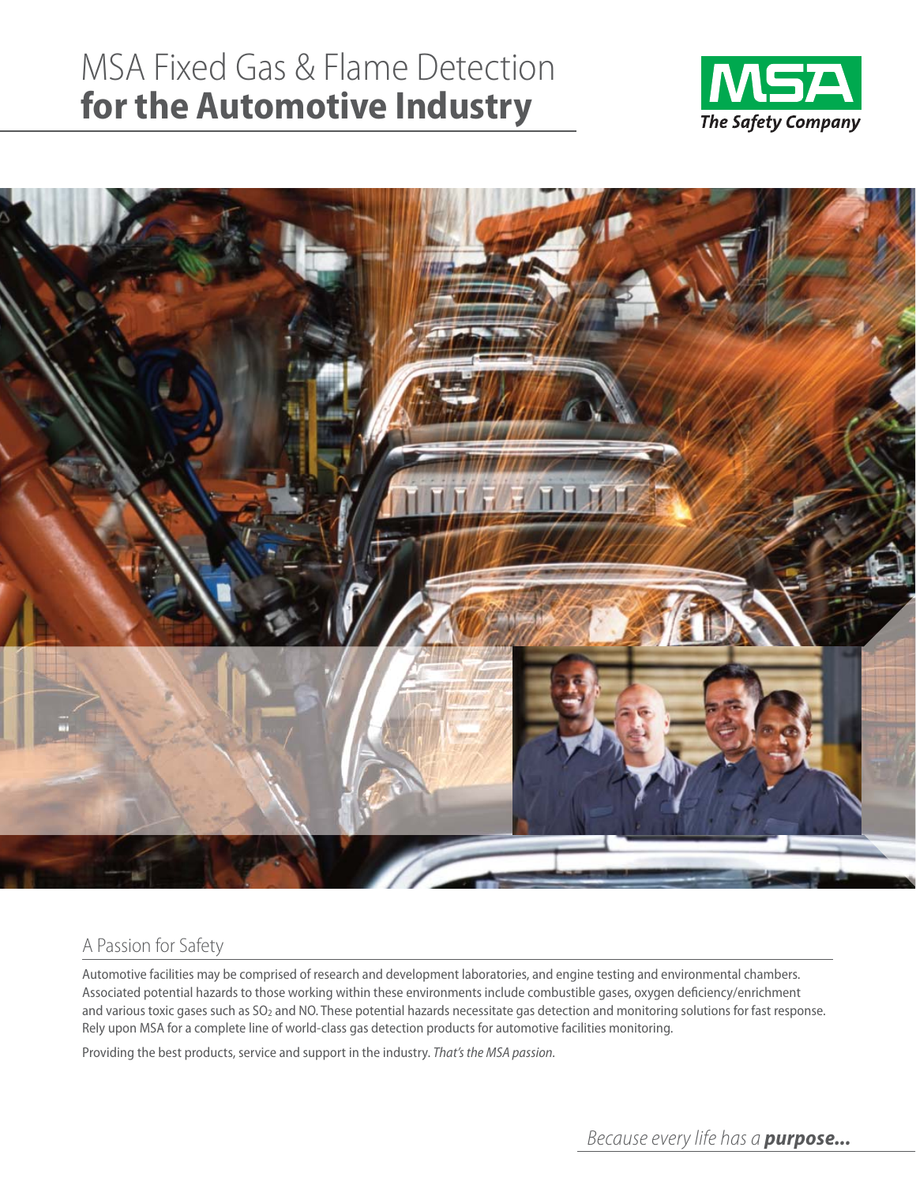# MSA Fixed Gas & Flame Detection **for the Automotive Industry**

MSA
*The Safety Company*

## A Passion for Safety

Automotive facilities may be comprised of research and development laboratories, and engine testing and environmental chambers. Associated potential hazards to those working within these environments include combustible gases, oxygen deficiency/enrichment and various toxic gases such as $SO_2$ and NO. These potential hazards necessitate gas detection and monitoring solutions for fast response. Rely upon MSA for a complete line of world-class gas detection products for automotive facilities monitoring.

Providing the best products, service and support in the industry. *That's the MSA passion.*

*Because every life has a **purpose...***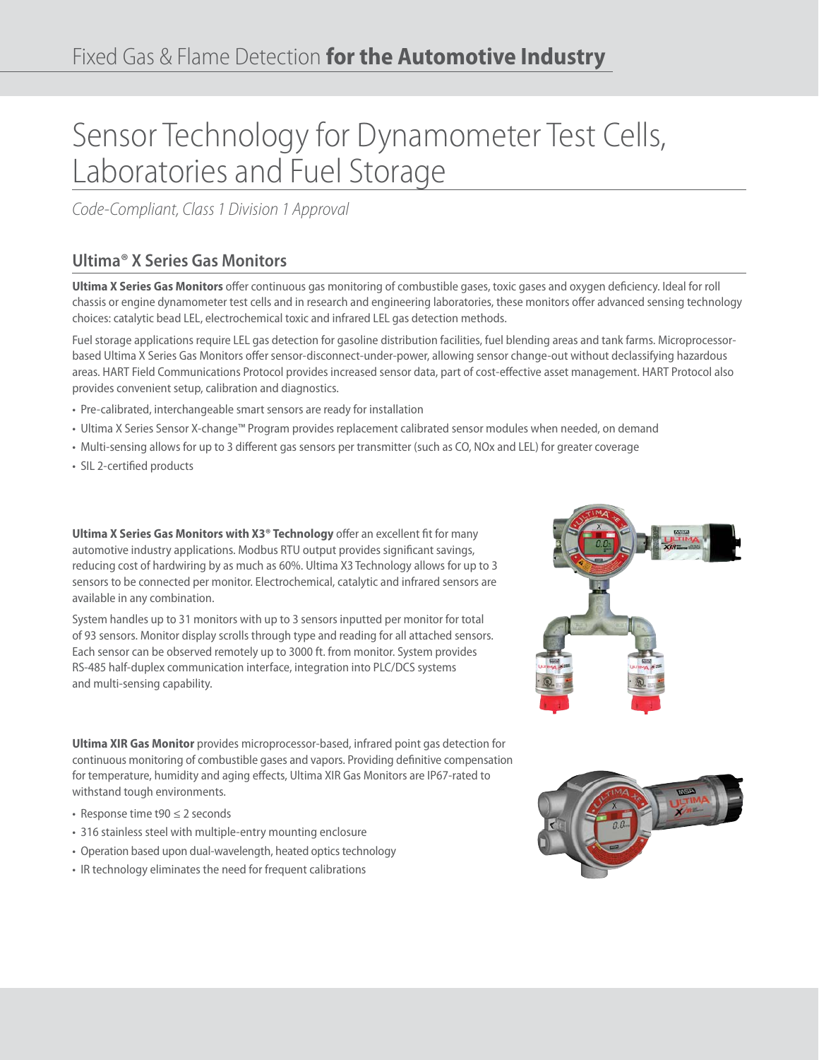# Sensor Technology for Dynamometer Test Cells, Laboratories and Fuel Storage

*Code-Compliant, Class 1 Division 1 Approval*

## Ultima® X Series Gas Monitors

**Ultima X Series Gas Monitors** offer continuous gas monitoring of combustible gases, toxic gases and oxygen deficiency. Ideal for roll chassis or engine dynamometer test cells and in research and engineering laboratories, these monitors offer advanced sensing technology choices: catalytic bead LEL, electrochemical toxic and infrared LEL gas detection methods.

Fuel storage applications require LEL gas detection for gasoline distribution facilities, fuel blending areas and tank farms. Microprocessor-based Ultima X Series Gas Monitors offer sensor-disconnect-under-power, allowing sensor change-out without declassifying hazardous areas. HART Field Communications Protocol provides increased sensor data, part of cost-effective asset management. HART Protocol also provides convenient setup, calibration and diagnostics.

- Pre-calibrated, interchangeable smart sensors are ready for installation
- Ultima X Series Sensor X-change™ Program provides replacement calibrated sensor modules when needed, on demand
- Multi-sensing allows for up to 3 different gas sensors per transmitter (such as CO, NOx and LEL) for greater coverage
- SIL 2-certified products

**Ultima X Series Gas Monitors with X3® Technology** offer an excellent fit for many automotive industry applications. Modbus RTU output provides significant savings, reducing cost of hardwiring by as much as 60%. Ultima X3 Technology allows for up to 3 sensors to be connected per monitor. Electrochemical, catalytic and infrared sensors are available in any combination.

System handles up to 31 monitors with up to 3 sensors inputted per monitor for total of 93 sensors. Monitor display scrolls through type and reading for all attached sensors. Each sensor can be observed remotely up to 3000 ft. from monitor. System provides RS-485 half-duplex communication interface, integration into PLC/DCS systems and multi-sensing capability.

**Ultima XIR Gas Monitor** provides microprocessor-based, infrared point gas detection for continuous monitoring of combustible gases and vapors. Providing definitive compensation for temperature, humidity and aging effects, Ultima XIR Gas Monitors are IP67-rated to withstand tough environments.

- Response time t90 ≤ 2 seconds
- 316 stainless steel with multiple-entry mounting enclosure
- Operation based upon dual-wavelength, heated optics technology
- IR technology eliminates the need for frequent calibrations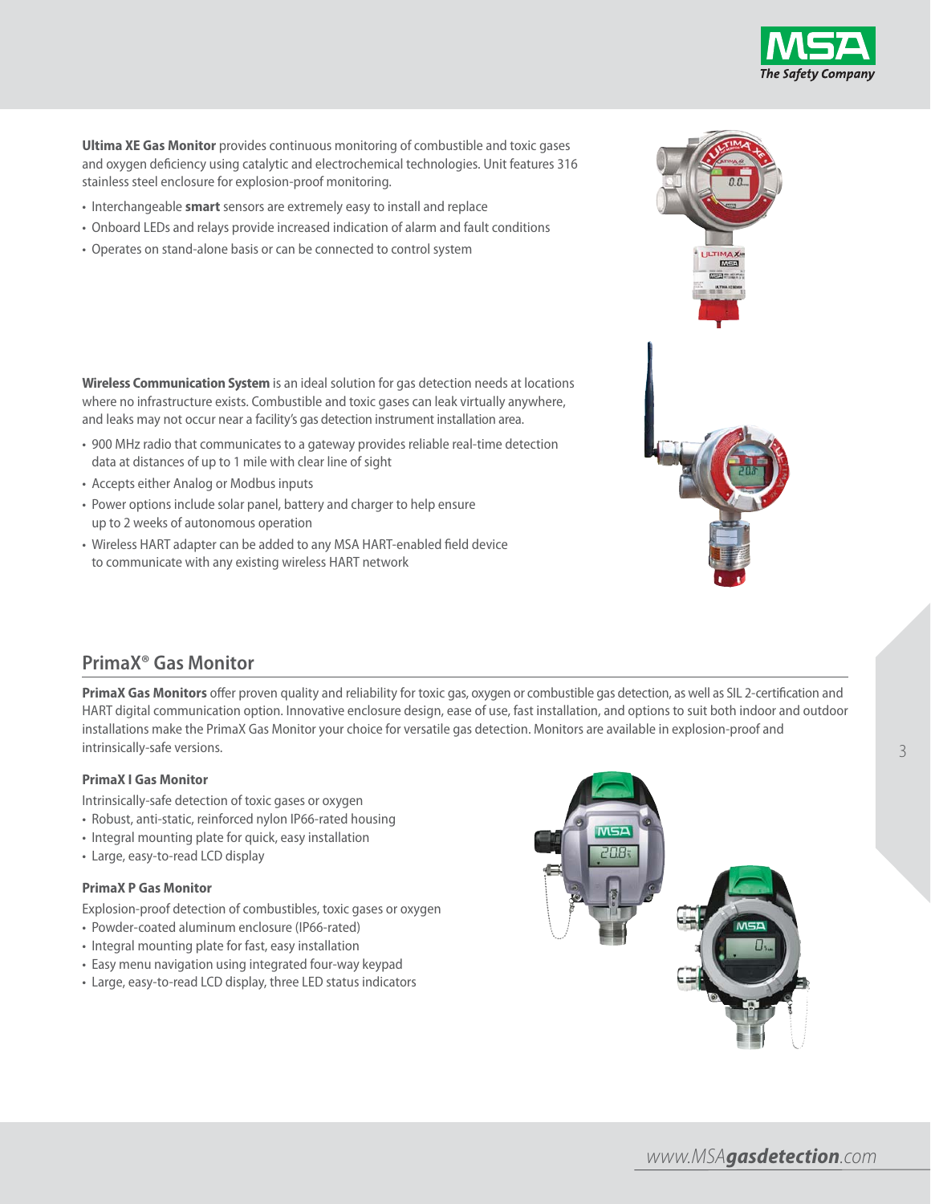**Ultima XE Gas Monitor** provides continuous monitoring of combustible and toxic gases and oxygen deficiency using catalytic and electrochemical technologies. Unit features 316 stainless steel enclosure for explosion-proof monitoring.

- Interchangeable **smart** sensors are extremely easy to install and replace
- Onboard LEDs and relays provide increased indication of alarm and fault conditions
- Operates on stand-alone basis or can be connected to control system

**Wireless Communication System** is an ideal solution for gas detection needs at locations where no infrastructure exists. Combustible and toxic gases can leak virtually anywhere, and leaks may not occur near a facility's gas detection instrument installation area.

- 900 MHz radio that communicates to a gateway provides reliable real-time detection data at distances of up to 1 mile with clear line of sight
- Accepts either Analog or Modbus inputs
- Power options include solar panel, battery and charger to help ensure up to 2 weeks of autonomous operation
- Wireless HART adapter can be added to any MSA HART-enabled field device to communicate with any existing wireless HART network

## PrimaX® Gas Monitor

**PrimaX Gas Monitors** offer proven quality and reliability for toxic gas, oxygen or combustible gas detection, as well as SIL 2-certification and HART digital communication option. Innovative enclosure design, ease of use, fast installation, and options to suit both indoor and outdoor installations make the PrimaX Gas Monitor your choice for versatile gas detection. Monitors are available in explosion-proof and intrinsically-safe versions.

### PrimaX I Gas Monitor

Intrinsically-safe detection of toxic gases or oxygen

- Robust, anti-static, reinforced nylon IP66-rated housing
- Integral mounting plate for quick, easy installation
- Large, easy-to-read LCD display

### PrimaX P Gas Monitor

Explosion-proof detection of combustibles, toxic gases or oxygen

- Powder-coated aluminum enclosure (IP66-rated)
- Integral mounting plate for fast, easy installation
- Easy menu navigation using integrated four-way keypad
- Large, easy-to-read LCD display, three LED status indicators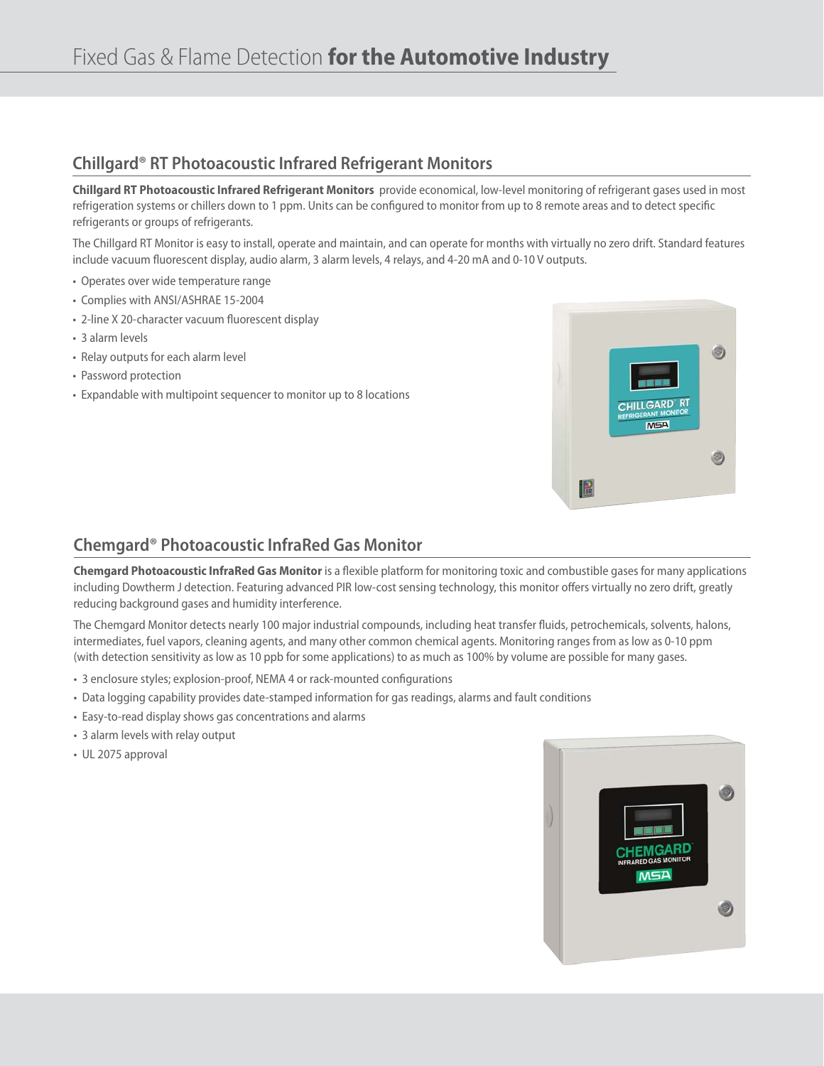## Chillgard® RT Photoacoustic Infrared Refrigerant Monitors

**Chillgard RT Photoacoustic Infrared Refrigerant Monitors** provide economical, low-level monitoring of refrigerant gases used in most refrigeration systems or chillers down to 1 ppm. Units can be configured to monitor from up to 8 remote areas and to detect specific refrigerants or groups of refrigerants.

The Chillgard RT Monitor is easy to install, operate and maintain, and can operate for months with virtually no zero drift. Standard features include vacuum fluorescent display, audio alarm, 3 alarm levels, 4 relays, and 4-20 mA and 0-10 V outputs.

- Operates over wide temperature range
- Complies with ANSI/ASHRAE 15-2004
- 2-line X 20-character vacuum fluorescent display
- 3 alarm levels
- Relay outputs for each alarm level
- Password protection
- Expandable with multipoint sequencer to monitor up to 8 locations

## Chemgard® Photoacoustic InfraRed Gas Monitor

**Chemgard Photoacoustic InfraRed Gas Monitor** is a flexible platform for monitoring toxic and combustible gases for many applications including Dowtherm J detection. Featuring advanced PIR low-cost sensing technology, this monitor offers virtually no zero drift, greatly reducing background gases and humidity interference.

The Chemgard Monitor detects nearly 100 major industrial compounds, including heat transfer fluids, petrochemicals, solvents, halons, intermediates, fuel vapors, cleaning agents, and many other common chemical agents. Monitoring ranges from as low as 0-10 ppm (with detection sensitivity as low as 10 ppb for some applications) to as much as 100% by volume are possible for many gases.

- 3 enclosure styles; explosion-proof, NEMA 4 or rack-mounted configurations
- Data logging capability provides date-stamped information for gas readings, alarms and fault conditions
- Easy-to-read display shows gas concentrations and alarms
- 3 alarm levels with relay output
- UL 2075 approval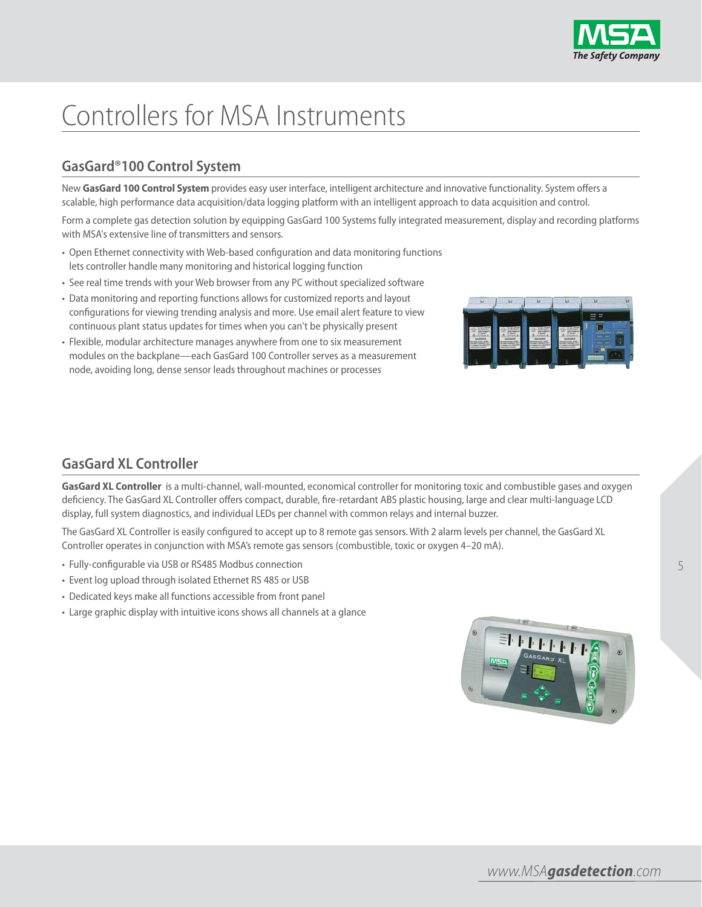# Controllers for MSA Instruments

## GasGard®100 Control System

New **GasGard 100 Control System** provides easy user interface, intelligent architecture and innovative functionality. System offers a scalable, high performance data acquisition/data logging platform with an intelligent approach to data acquisition and control.

Form a complete gas detection solution by equipping GasGard 100 Systems fully integrated measurement, display and recording platforms with MSA's extensive line of transmitters and sensors.

- Open Ethernet connectivity with Web-based configuration and data monitoring functions lets controller handle many monitoring and historical logging function
- See real time trends with your Web browser from any PC without specialized software
- Data monitoring and reporting functions allows for customized reports and layout configurations for viewing trending analysis and more. Use email alert feature to view continuous plant status updates for times when you can't be physically present
- Flexible, modular architecture manages anywhere from one to six measurement modules on the backplane—each GasGard 100 Controller serves as a measurement node, avoiding long, dense sensor leads throughout machines or processes

## GasGard XL Controller

**GasGard XL Controller** is a multi-channel, wall-mounted, economical controller for monitoring toxic and combustible gases and oxygen deficiency. The GasGard XL Controller offers compact, durable, fire-retardant ABS plastic housing, large and clear multi-language LCD display, full system diagnostics, and individual LEDs per channel with common relays and internal buzzer.

The GasGard XL Controller is easily configured to accept up to 8 remote gas sensors. With 2 alarm levels per channel, the GasGard XL Controller operates in conjunction with MSA's remote gas sensors (combustible, toxic or oxygen 4–20 mA).

- Fully-configurable via USB or RS485 Modbus connection
- Event log upload through isolated Ethernet RS 485 or USB
- Dedicated keys make all functions accessible from front panel
- Large graphic display with intuitive icons shows all channels at a glance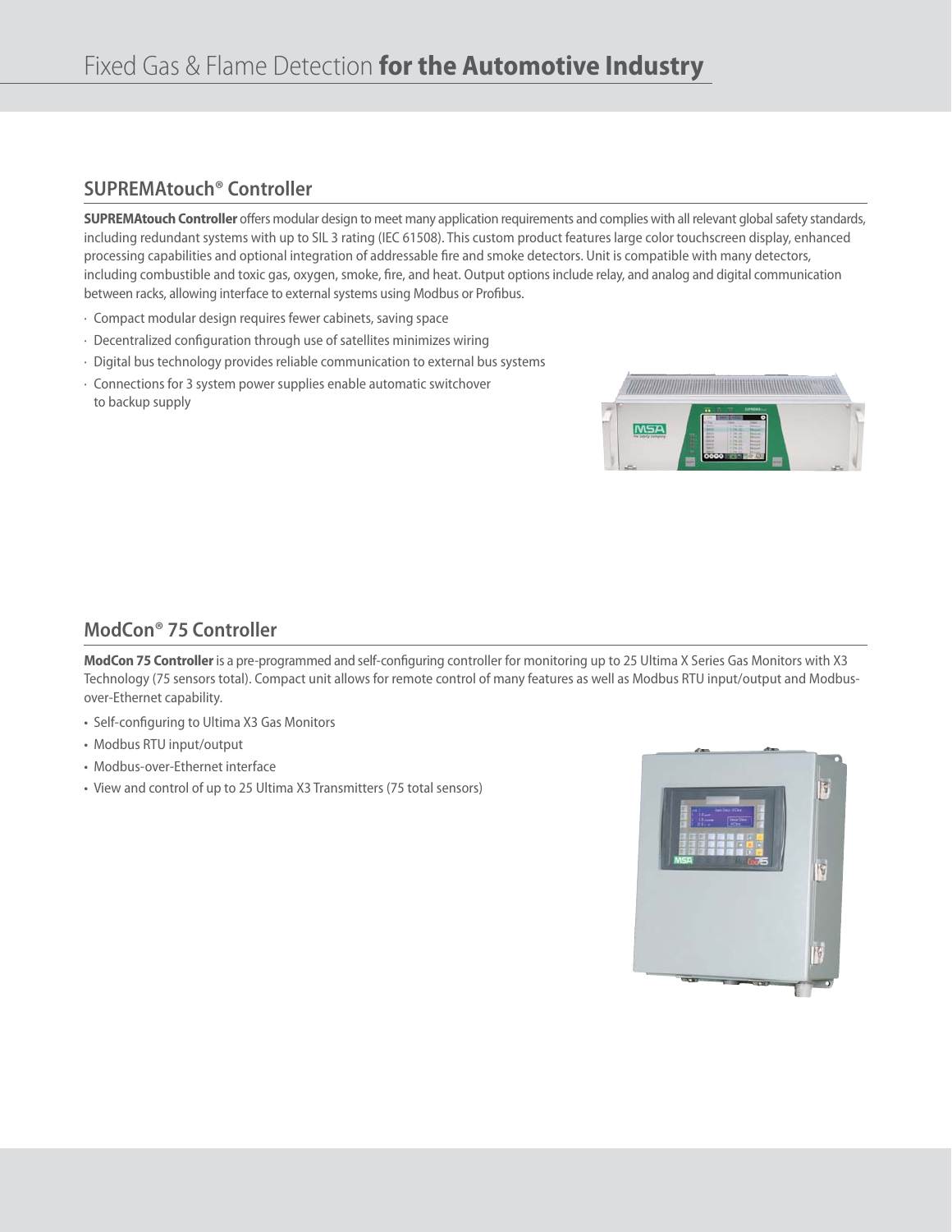## SUPREMAtouch® Controller

**SUPREMAtouch Controller** offers modular design to meet many application requirements and complies with all relevant global safety standards, including redundant systems with up to SIL 3 rating (IEC 61508). This custom product features large color touchscreen display, enhanced processing capabilities and optional integration of addressable fire and smoke detectors. Unit is compatible with many detectors, including combustible and toxic gas, oxygen, smoke, fire, and heat. Output options include relay, and analog and digital communication between racks, allowing interface to external systems using Modbus or Profibus.

- Compact modular design requires fewer cabinets, saving space
- Decentralized configuration through use of satellites minimizes wiring
- Digital bus technology provides reliable communication to external bus systems
- Connections for 3 system power supplies enable automatic switchover to backup supply

## ModCon® 75 Controller

**ModCon 75 Controller** is a pre-programmed and self-configuring controller for monitoring up to 25 Ultima X Series Gas Monitors with X3 Technology (75 sensors total). Compact unit allows for remote control of many features as well as Modbus RTU input/output and Modbus-over-Ethernet capability.

- Self-configuring to Ultima X3 Gas Monitors
- Modbus RTU input/output
- Modbus-over-Ethernet interface
- View and control of up to 25 Ultima X3 Transmitters (75 total sensors)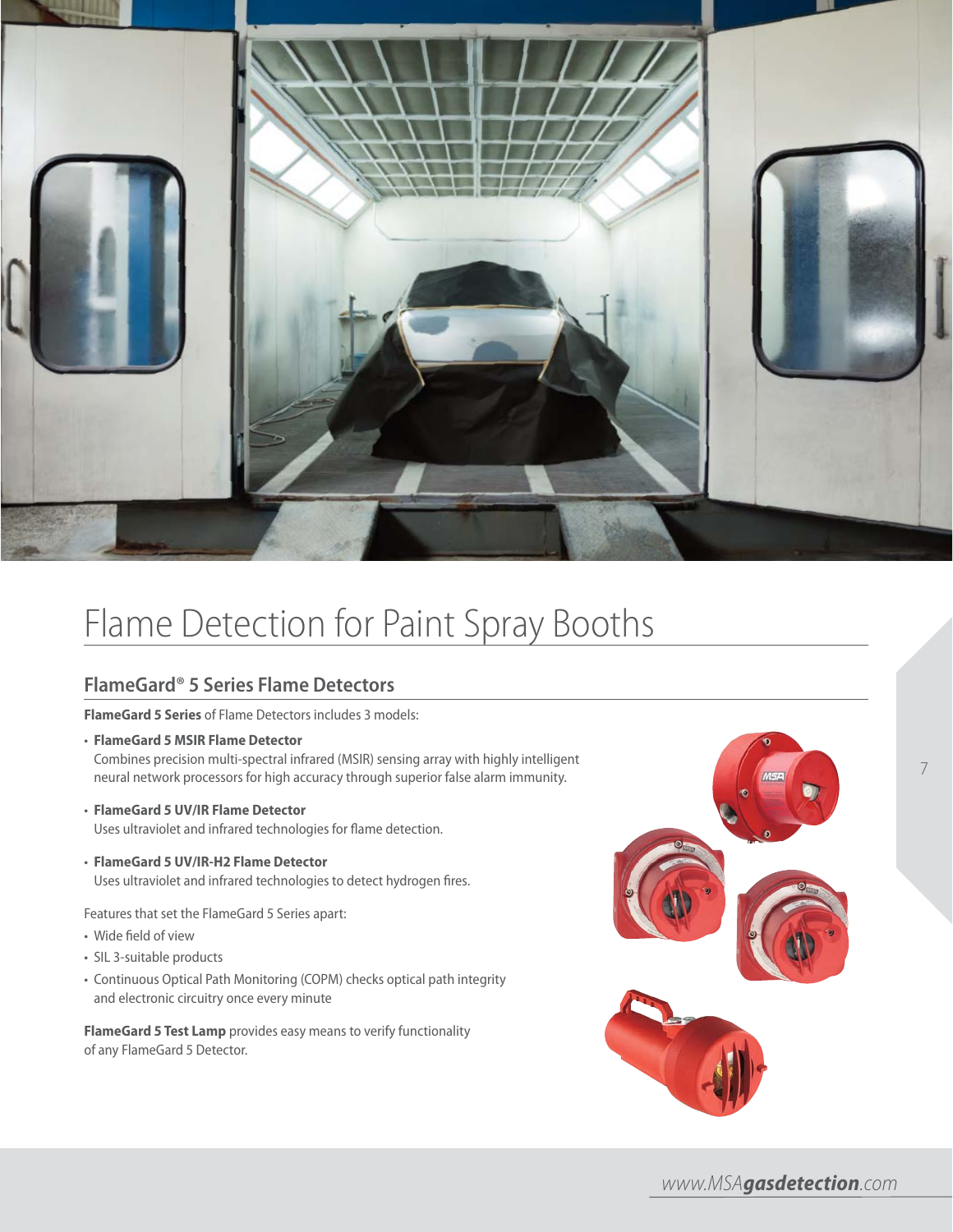# Flame Detection for Paint Spray Booths

## FlameGard® 5 Series Flame Detectors

**FlameGard 5 Series** of Flame Detectors includes 3 models:

- **FlameGard 5 MSIR Flame Detector**
  Combines precision multi-spectral infrared (MSIR) sensing array with highly intelligent neural network processors for high accuracy through superior false alarm immunity.
- **FlameGard 5 UV/IR Flame Detector**
  Uses ultraviolet and infrared technologies for flame detection.
- **FlameGard 5 UV/IR-H2 Flame Detector**
  Uses ultraviolet and infrared technologies to detect hydrogen fires.

Features that set the FlameGard 5 Series apart:

- Wide field of view
- SIL 3-suitable products
- Continuous Optical Path Monitoring (COPM) checks optical path integrity and electronic circuitry once every minute

**FlameGard 5 Test Lamp** provides easy means to verify functionality of any FlameGard 5 Detector.

www.MSA***gasdetection***.com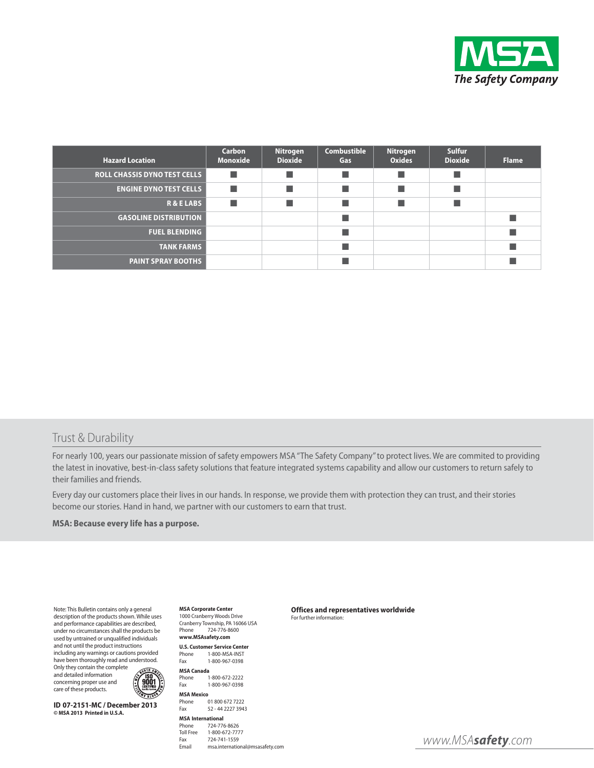| Hazard Location | Carbon Monoxide | Nitrogen Dioxide | Combustible Gas | Nitrogen Oxides | Sulfur Dioxide | Flame |
|---|---|---|---|---|---|---|
| ROLL CHASSIS DYNO TEST CELLS | ■ | ■ | ■ | ■ | ■ | |
| ENGINE DYNO TEST CELLS | ■ | ■ | ■ | ■ | ■ | |
| R & E LABS | ■ | ■ | ■ | ■ | ■ | |
| GASOLINE DISTRIBUTION | | | ■ | | | ■ |
| FUEL BLENDING | | | ■ | | | ■ |
| TANK FARMS | | | ■ | | | ■ |
| PAINT SPRAY BOOTHS | | | ■ | | | ■ |

## Trust & Durability

For nearly 100, years our passionate mission of safety empowers MSA "The Safety Company" to protect lives. We are commited to providing the latest in inovative, best-in-class safety solutions that feature integrated systems capability and allow our customers to return safely to their families and friends.

Every day our customers place their lives in our hands. In response, we provide them with protection they can trust, and their stories become our stories. Hand in hand, we partner with our customers to earn that trust.

**MSA: Because every life has a purpose.**

Note: This Bulletin contains only a general description of the products shown. While uses and performance capabilities are described, under no circumstances shall the products be used by untrained or unqualified individuals and not until the product instructions including any warnings or cautions provided have been thoroughly read and understood. Only they contain the complete and detailed information concerning proper use and care of these products.

**ID 07-2151-MC / December 2013**
**© MSA 2013 Printed in U.S.A.**

**MSA Corporate Center**
1000 Cranberry Woods Drive
Cranberry Township, PA 16066 USA
Phone 724-776-8600
**www.MSAsafety.com**

**U.S. Customer Service Center**
Phone 1-800-MSA-INST
Fax 1-800-967-0398

**MSA Canada**
Phone 1-800-672-2222
Fax 1-800-967-0398

**MSA Mexico**
Phone 01 800 672 7222
Fax 52 - 44 2227 3943

**MSA International**
Phone 724-776-8626
Toll Free 1-800-672-7777
Fax 724-741-1559
Email msa.international@msasafety.com

**Offices and representatives worldwide**
For further information:

www.MSA*safety*.com